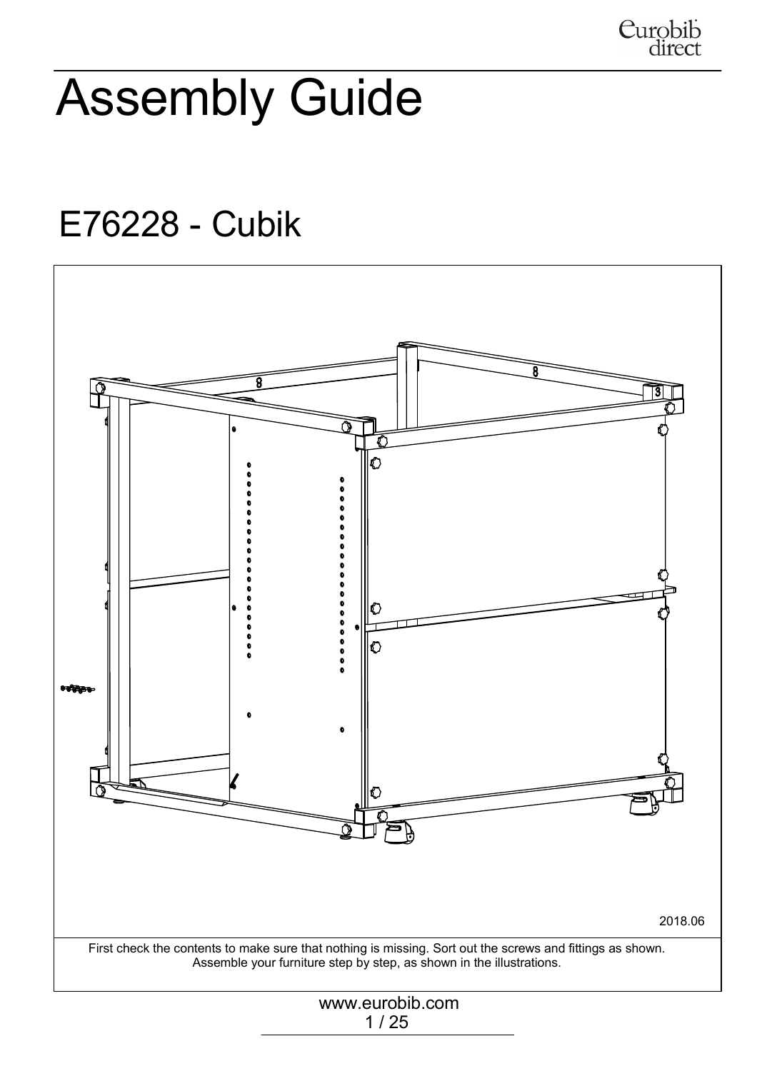# Assembly Guide

## E76228 - Cubik

2018.06

First check the contents to make sure that nothing is missing. Sort out the screws and fittings as shown.
Assemble your furniture step by step, as shown in the illustrations.

www.eurobib.com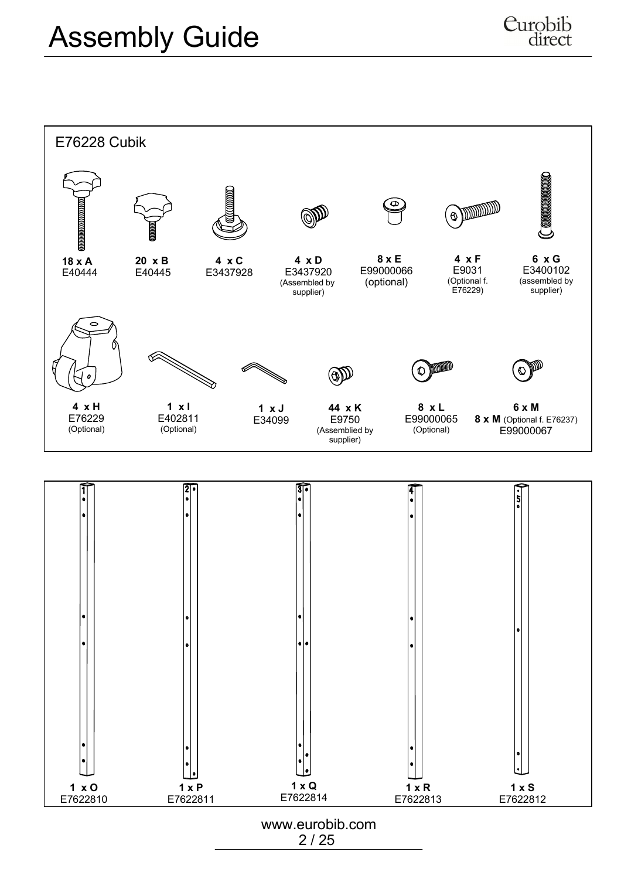# Assembly Guide

## E76228 Cubik

| Qty | Part | Article no. | Note |
|---|---|---|---|
| 18 x | A | E40444 | |
| 20 x | B | E40445 | |
| 4 x | C | E3437928 | |
| 4 x | D | E3437920 | (Assembled by supplier) |
| 8 x | E | E99000066 | (optional) |
| 4 x | F | E9031 | (Optional f. E76229) |
| 6 x | G | E3400102 | (assembled by supplier) |
| 4 x | H | E76229 | (Optional) |
| 1 x | I | E402811 | (Optional) |
| 1 x | J | E34099 | |
| 44 x | K | E9750 | (Assemblied by supplier) |
| 8 x | L | E99000065 | (Optional) |
| 6 x | M | E99000067 | 8 x M (Optional f. E76237) |

| Qty | Part | Article no. |
|---|---|---|
| 1 x | O | E7622810 |
| 1 x | P | E7622811 |
| 1 x | Q | E7622814 |
| 1 x | R | E7622813 |
| 1 x | S | E7622812 |

www.eurobib.com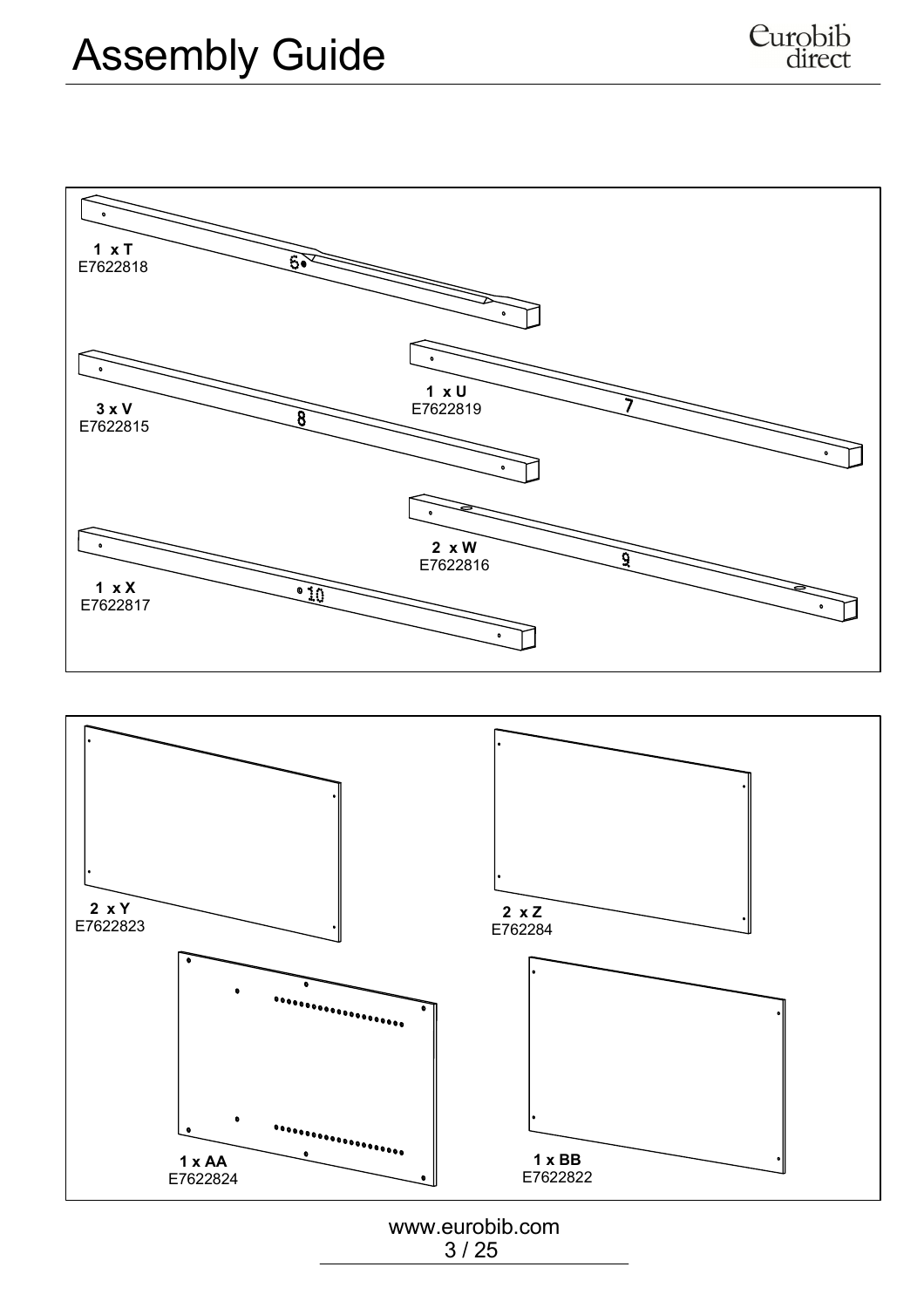# Assembly Guide

**1 x T**
E7622818

**1 x U**
E7622819

**3 x V**
E7622815

**2 x W**
E7622816

**1 x X**
E7622817

**2 x Y**
E7622823

**2 x Z**
E762284

**1 x AA**
E7622824

**1 x BB**
E7622822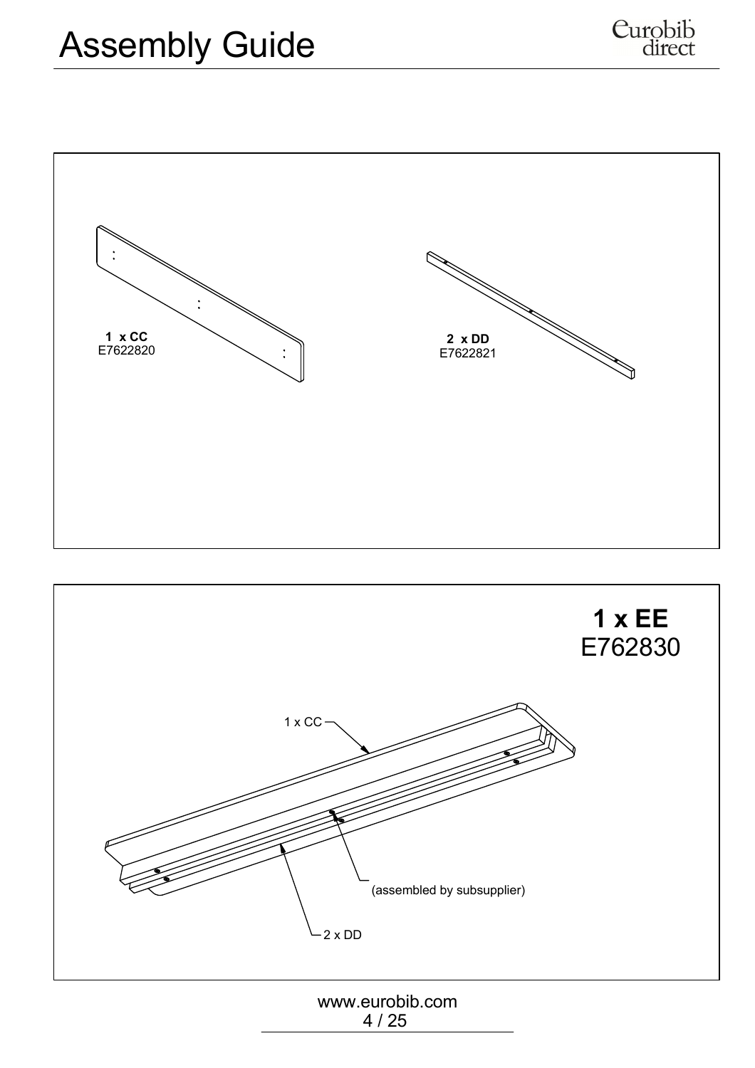# Assembly Guide

**1 x CC**
E7622820

**2 x DD**
E7622821

**1 x EE**
E762830

1 x CC

(assembled by subsupplier)

2 x DD

www.eurobib.com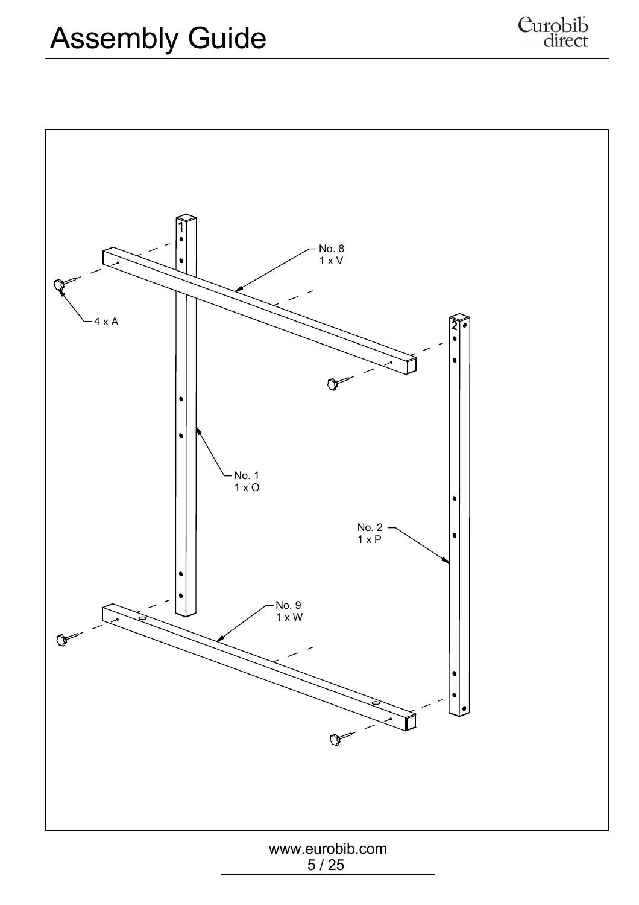No. 8
1 x V

4 x A

No. 1
1 x O

No. 2
1 x P

No. 9
1 x W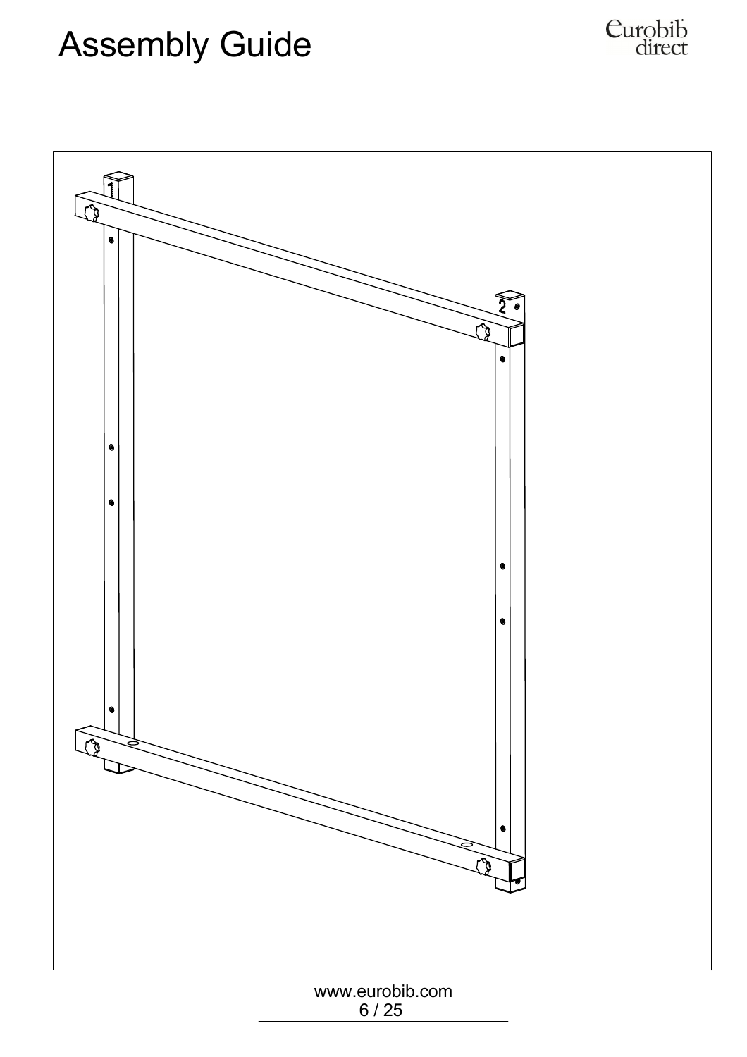# Assembly Guide

1

2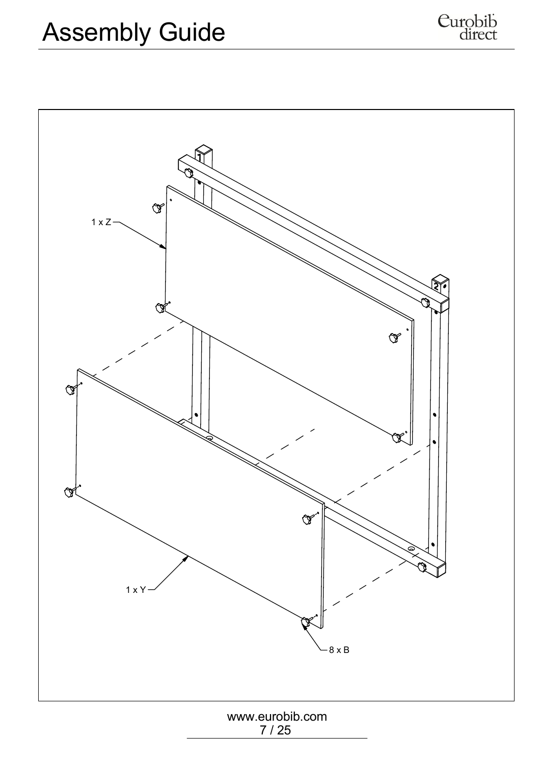# Assembly Guide

1 x Z

1 x Y

8 x B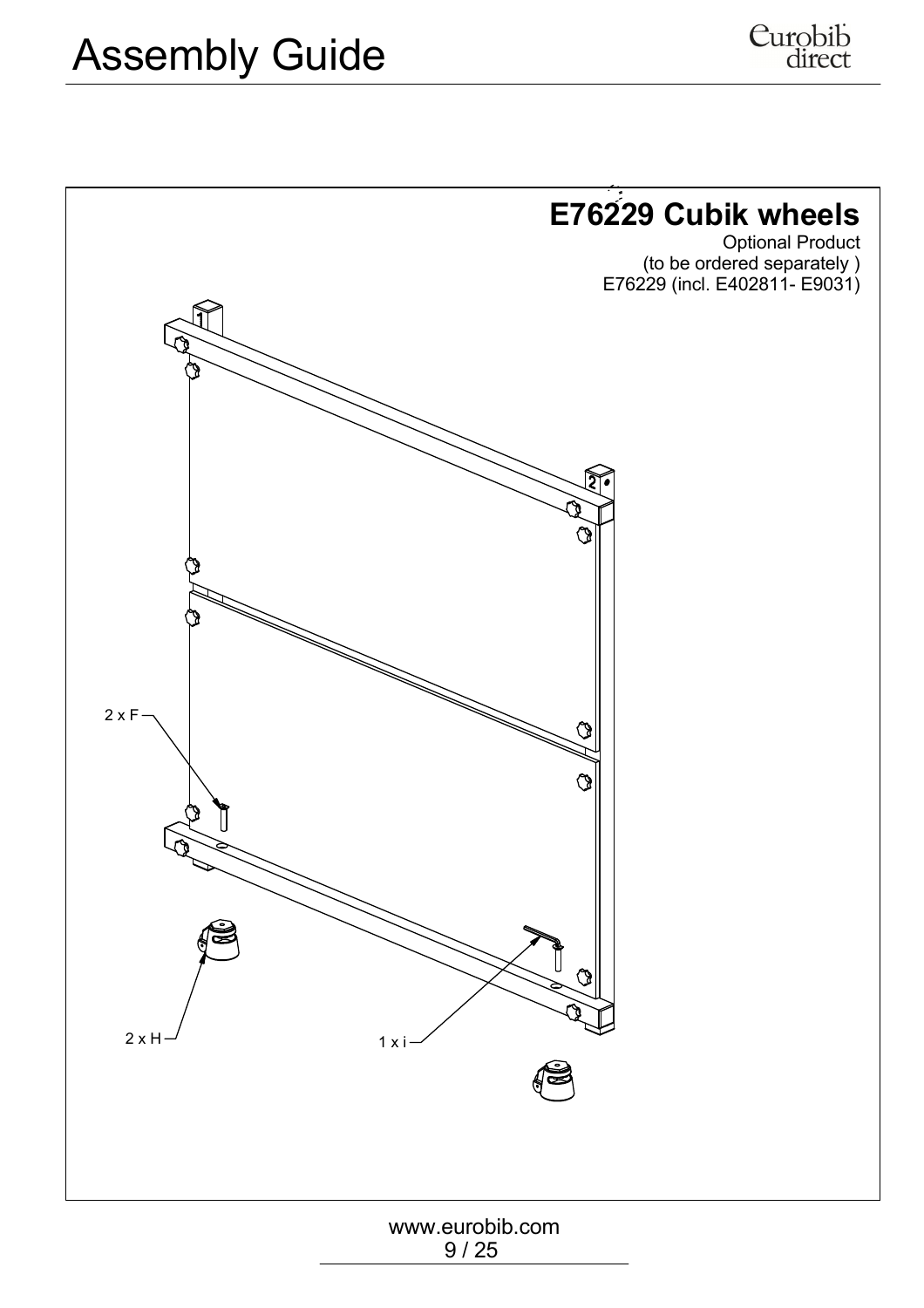# Assembly Guide

## E76229 Cubik wheels

Optional Product
(to be ordered separately )
E76229 (incl. E402811- E9031)

2 x F

2 x H

1 x i

www.eurobib.com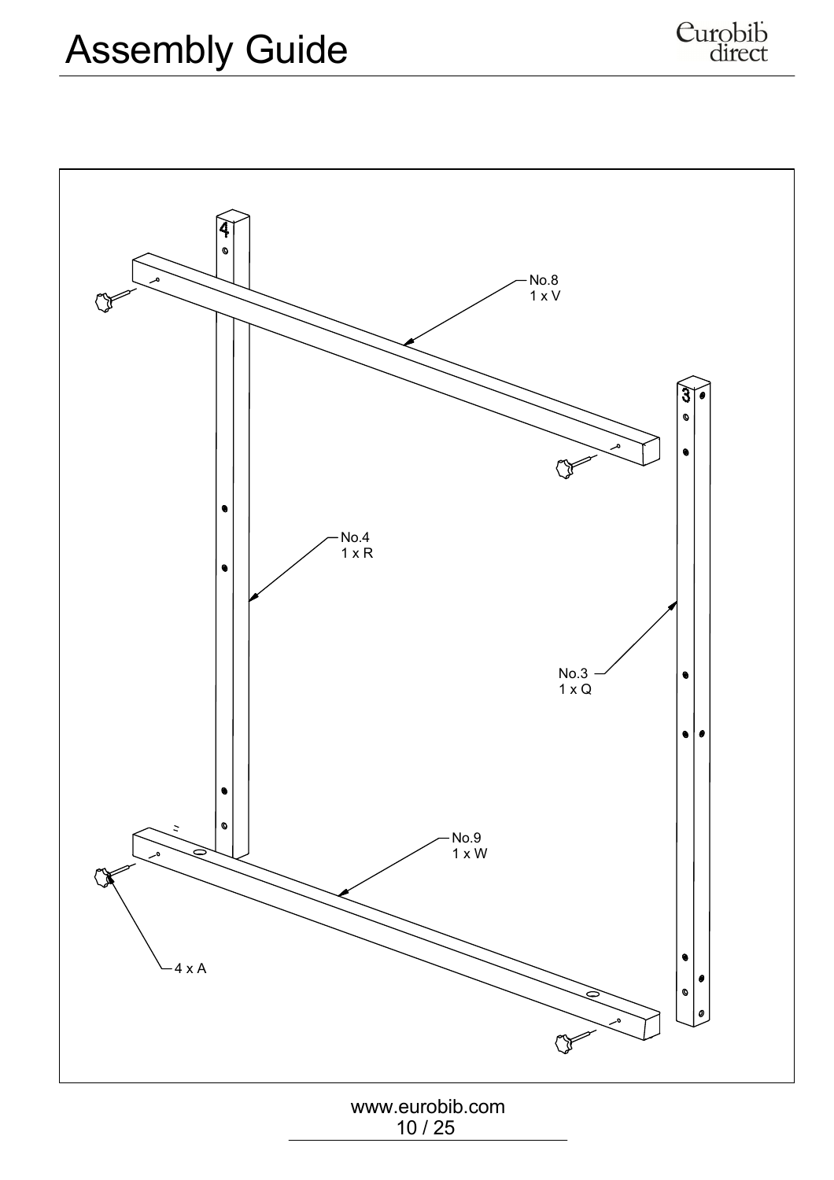# Assembly Guide

No.8
1 x V

No.4
1 x R

No.3
1 x Q

No.9
1 x W

4 x A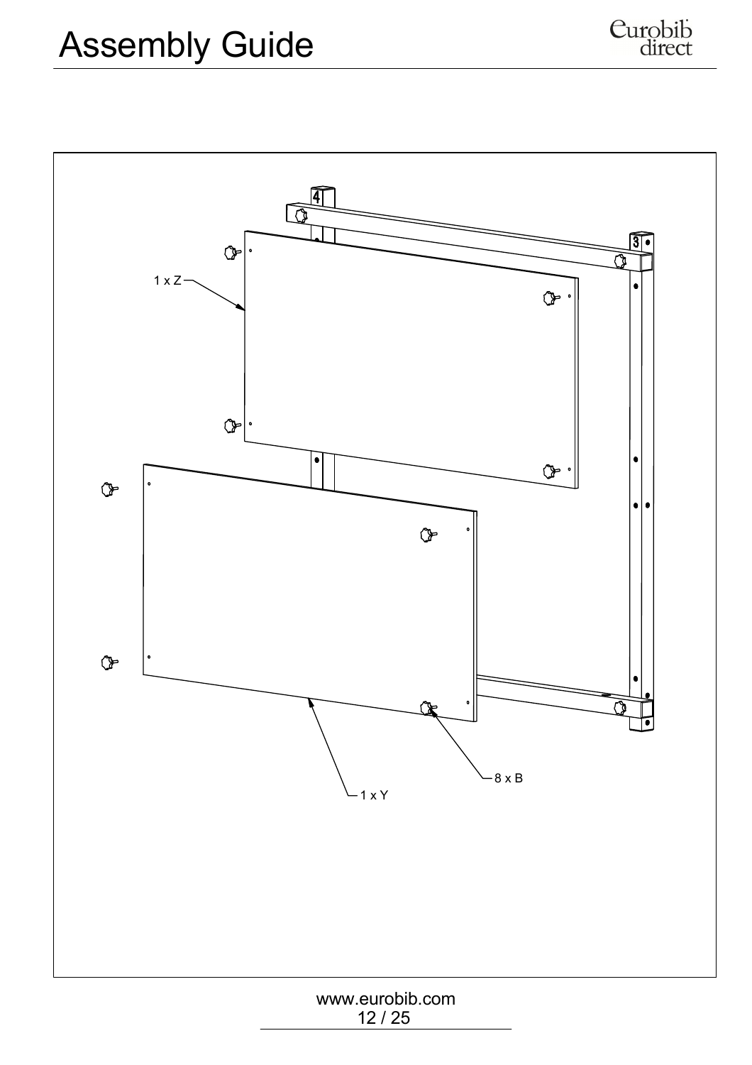# Assembly Guide

1 x Z

8 x B

1 x Y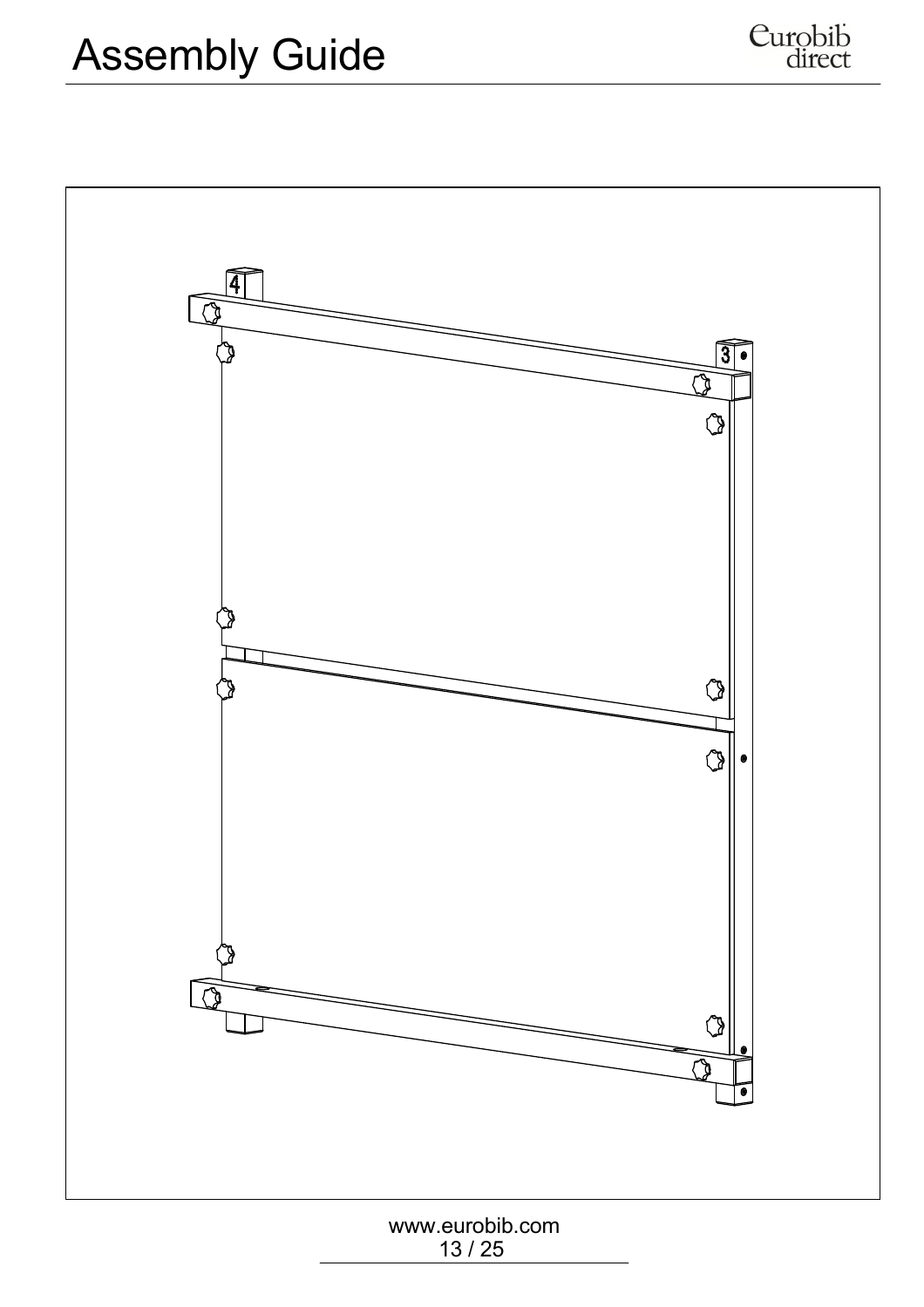# Assembly Guide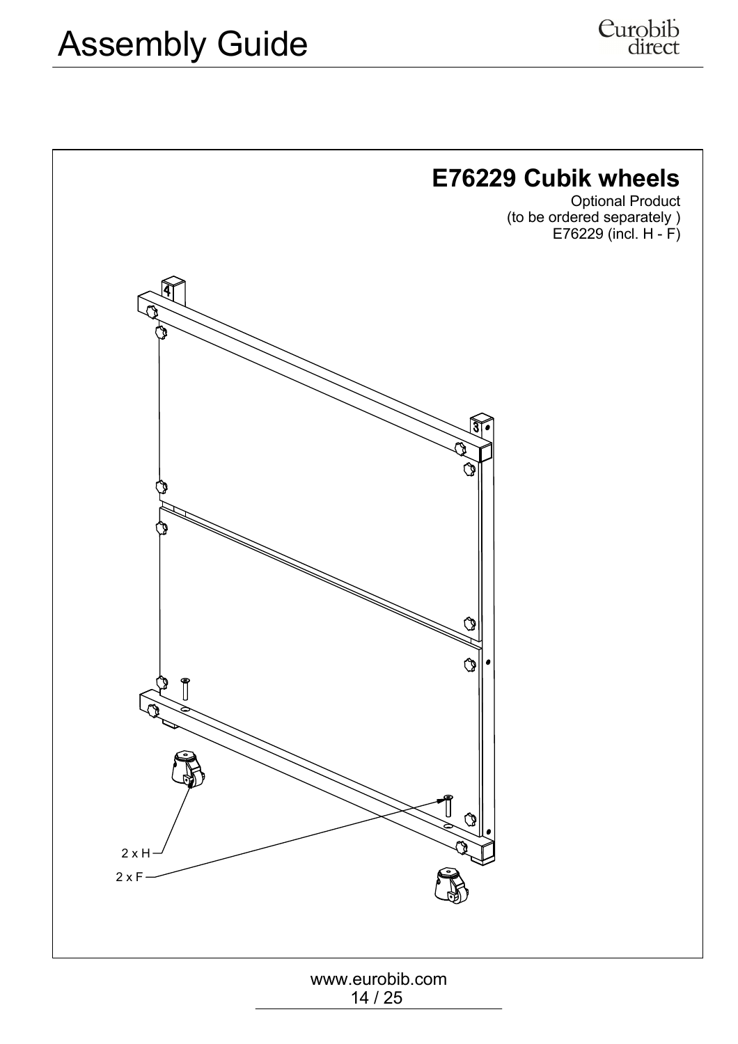# Assembly Guide

## E76229 Cubik wheels

Optional Product
(to be ordered separately )
E76229 (incl. H - F)

2 x H
2 x F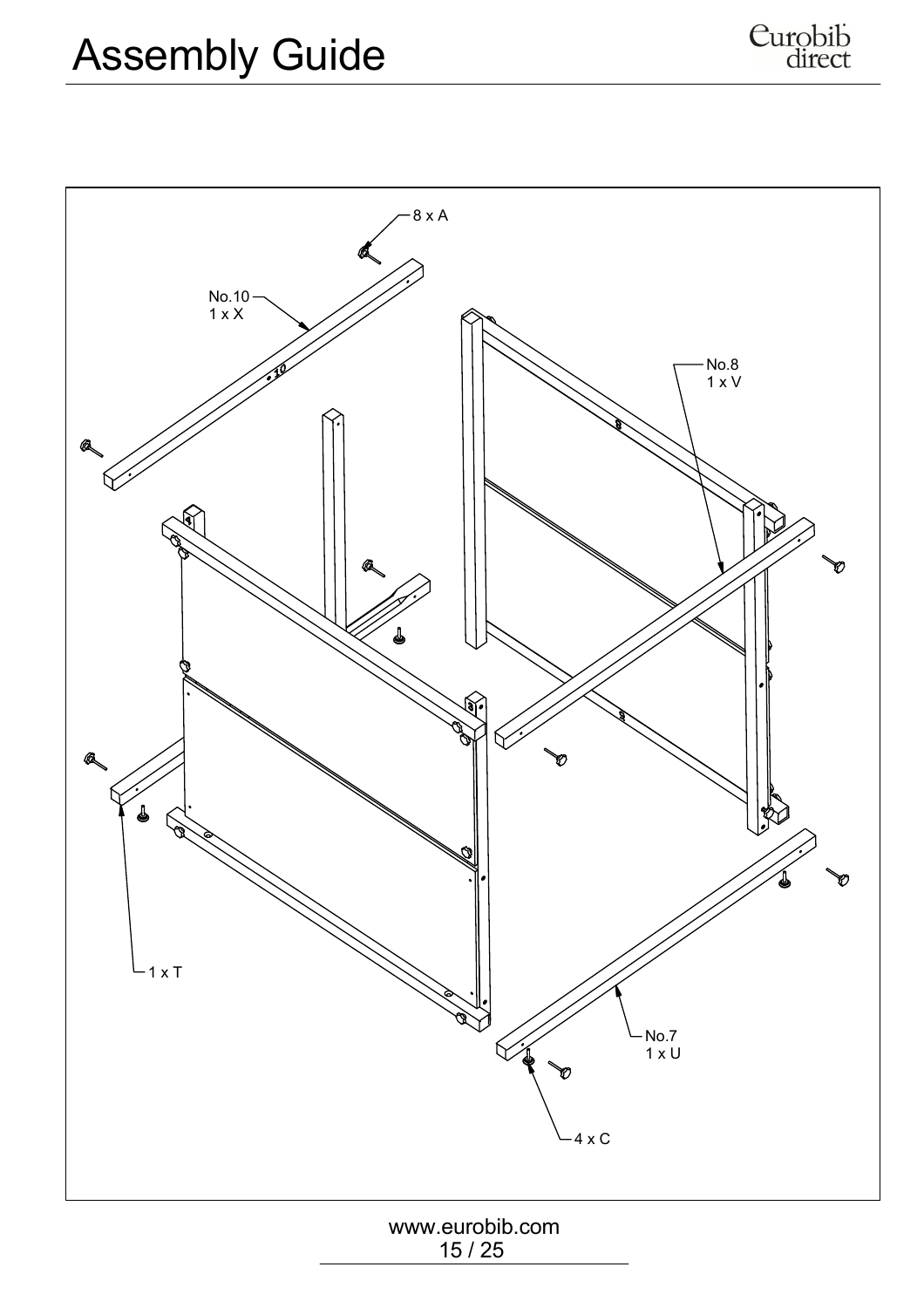8 x A

No.10
1 x X

No.8
1 x V

1 x T

No.7
1 x U

4 x C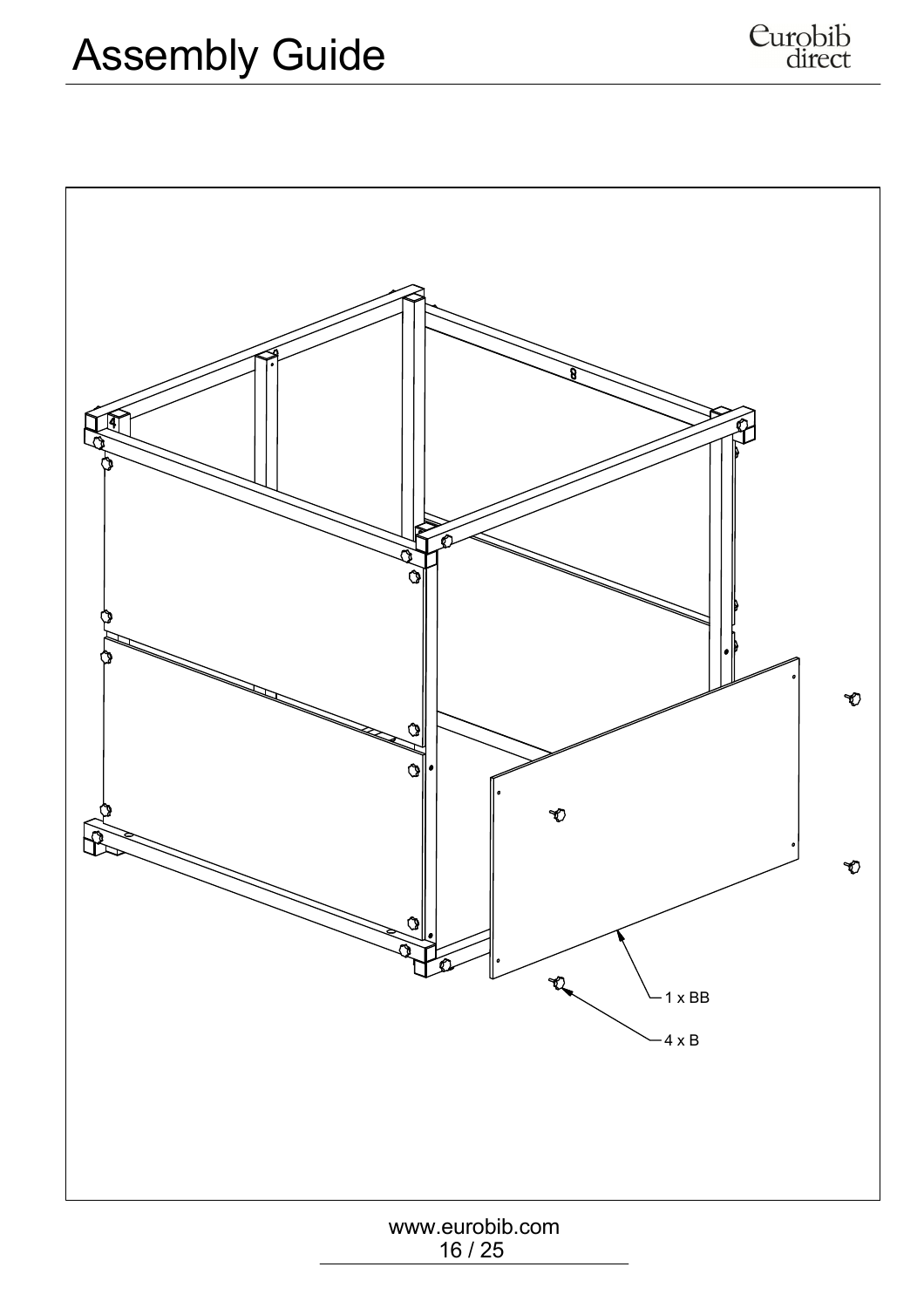# Assembly Guide

1 x BB

4 x B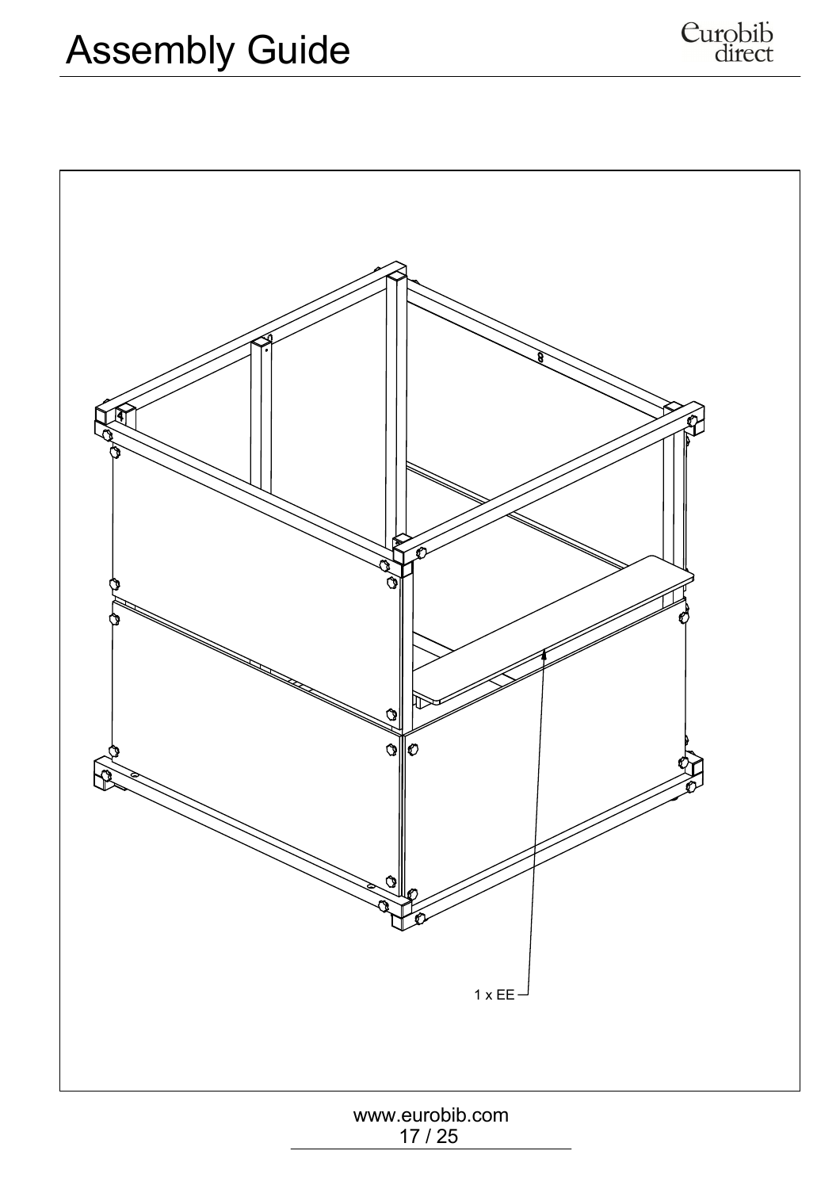1 x EE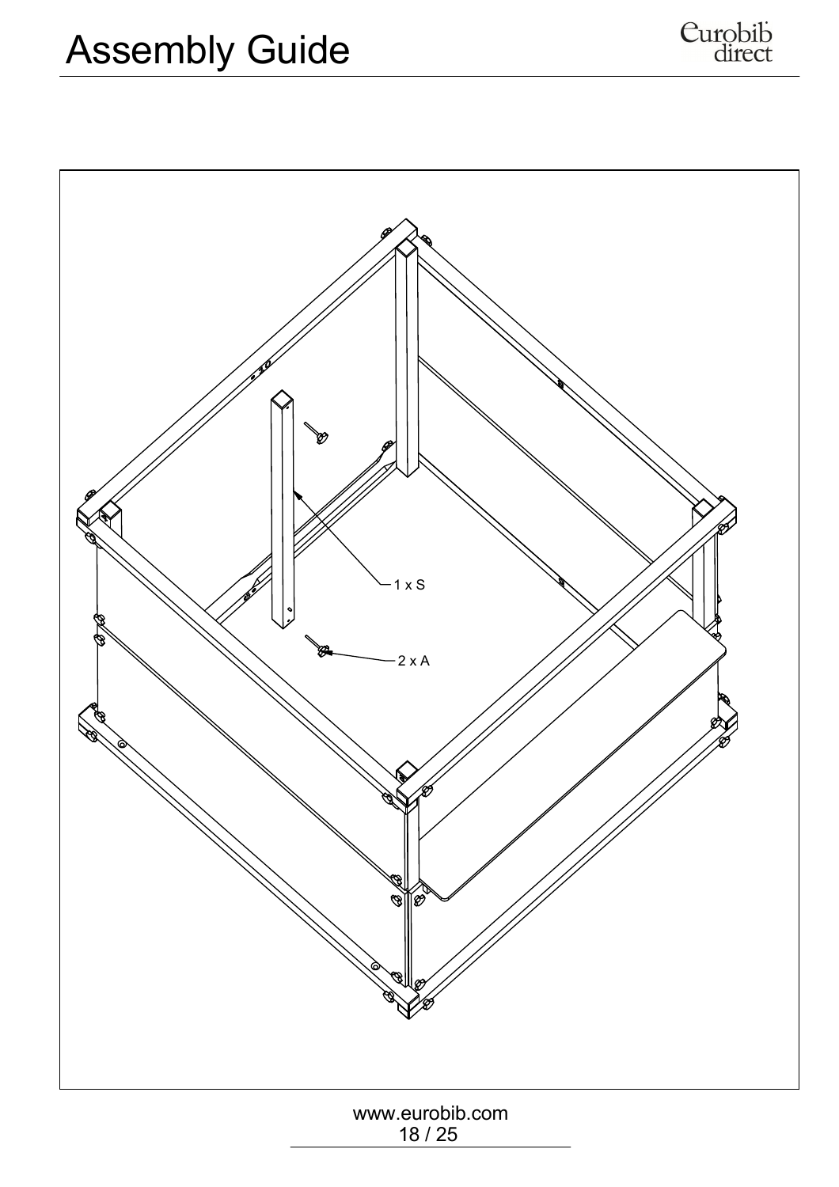# Assembly Guide

1 x S

2 x A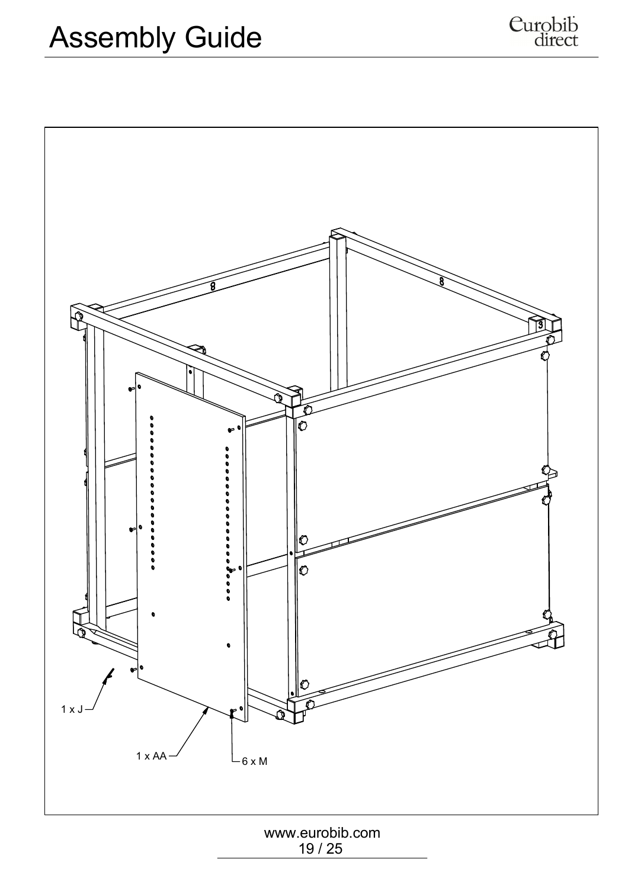1 x J

1 x AA

6 x M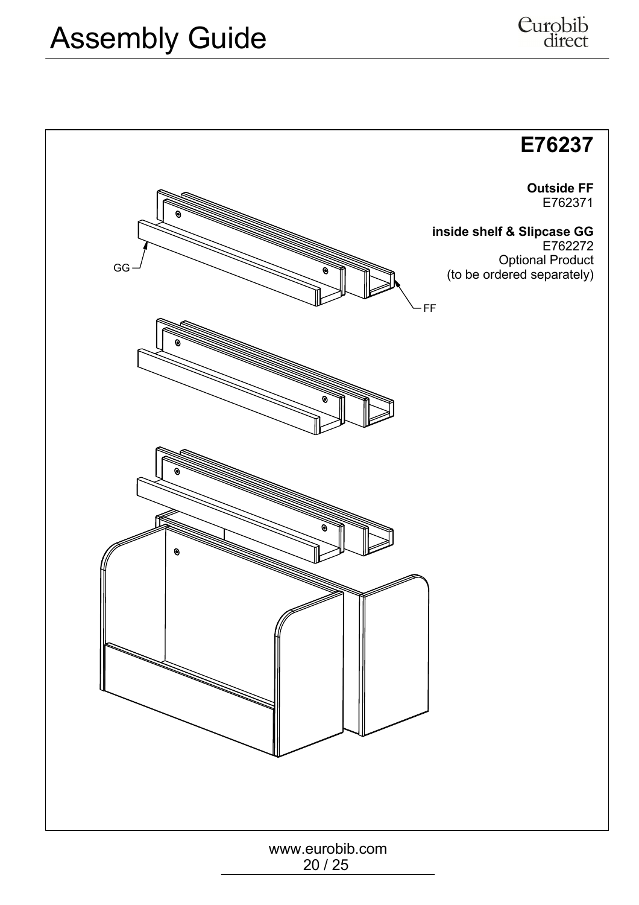# Assembly Guide

## E76237

**Outside FF**
E762371

**inside shelf & Slipcase GG**
E762272
Optional Product
(to be ordered separately)

GG

FF

www.eurobib.com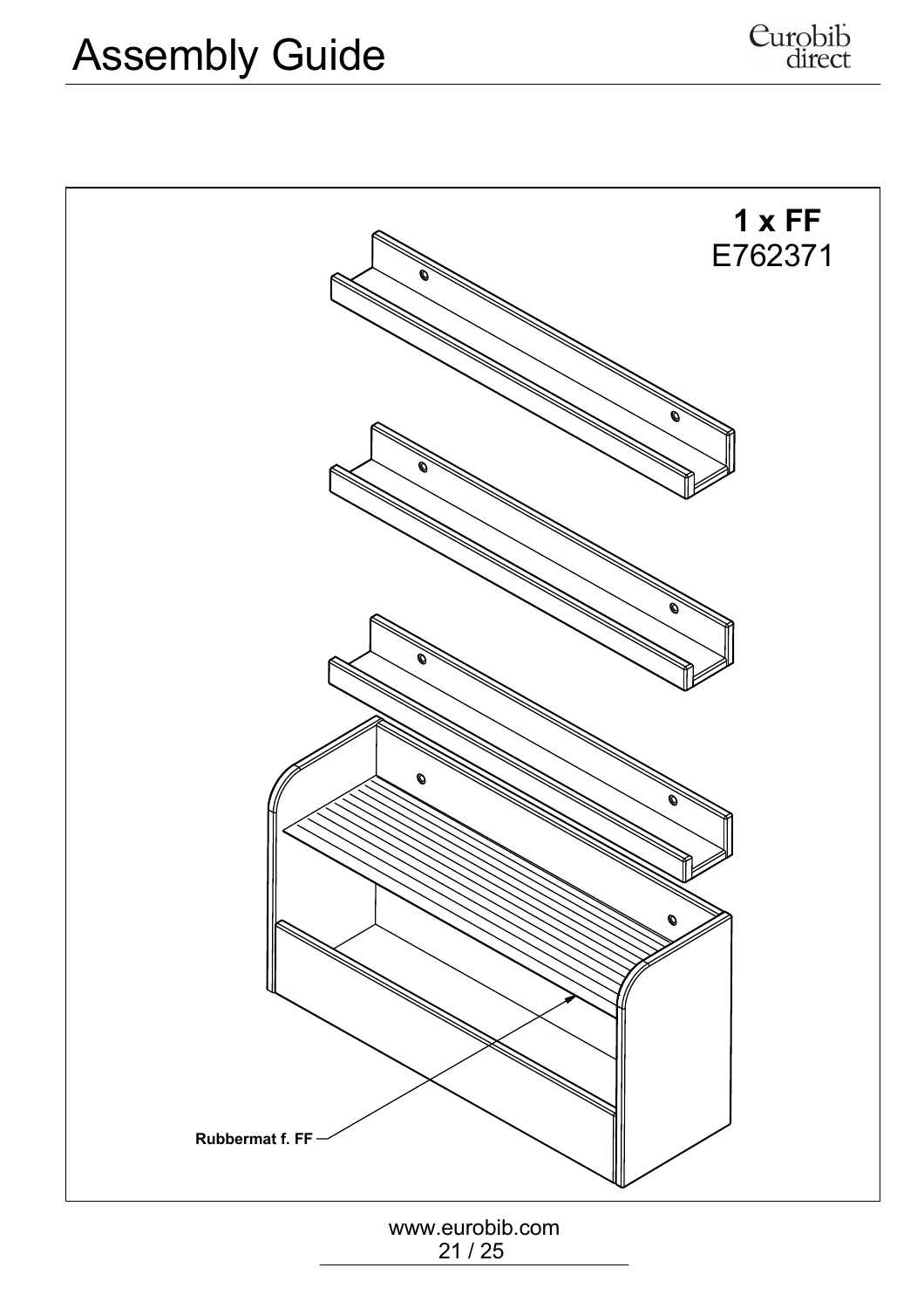# Assembly Guide

**1 x FF**
E762371

Rubbermat f. FF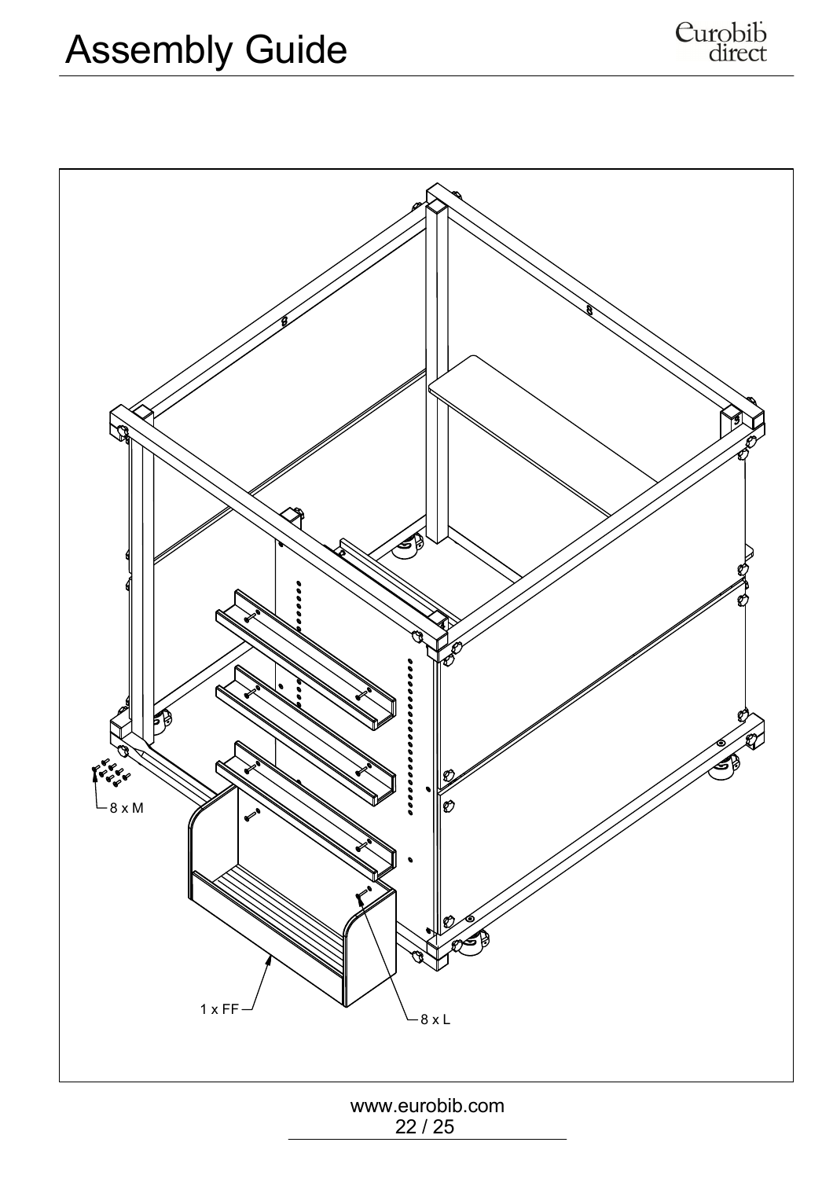# Assembly Guide

8 x M

1 x FF

8 x L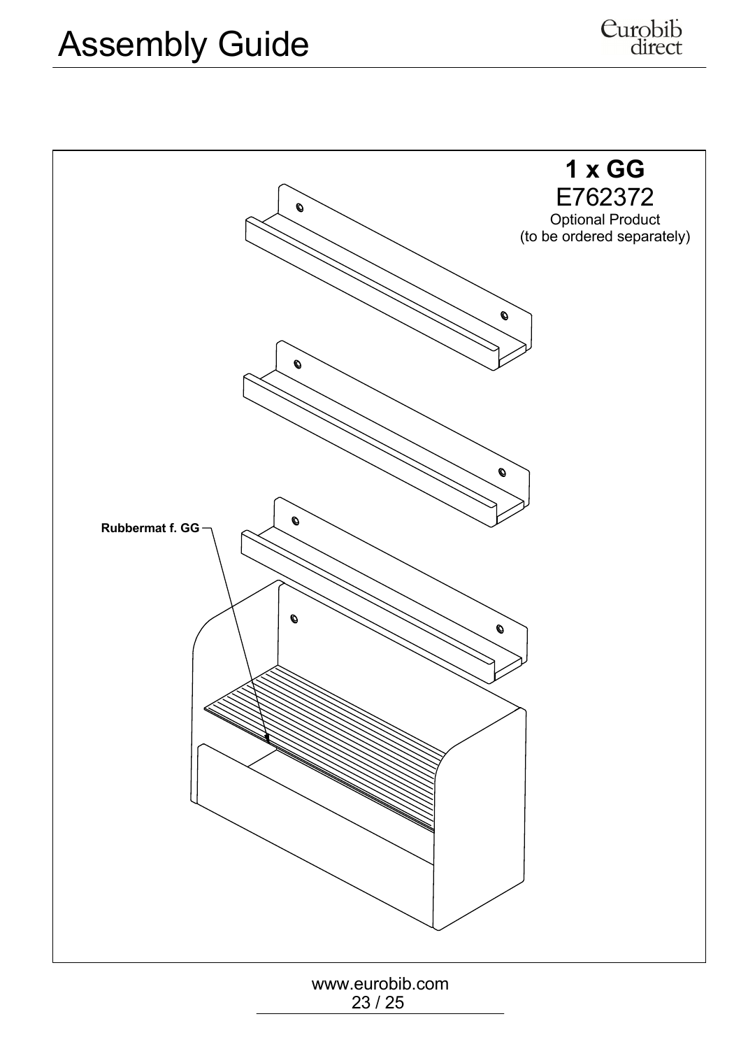# Assembly Guide

**1 x GG**

E762372

Optional Product
(to be ordered separately)

**Rubbermat f. GG**

www.eurobib.com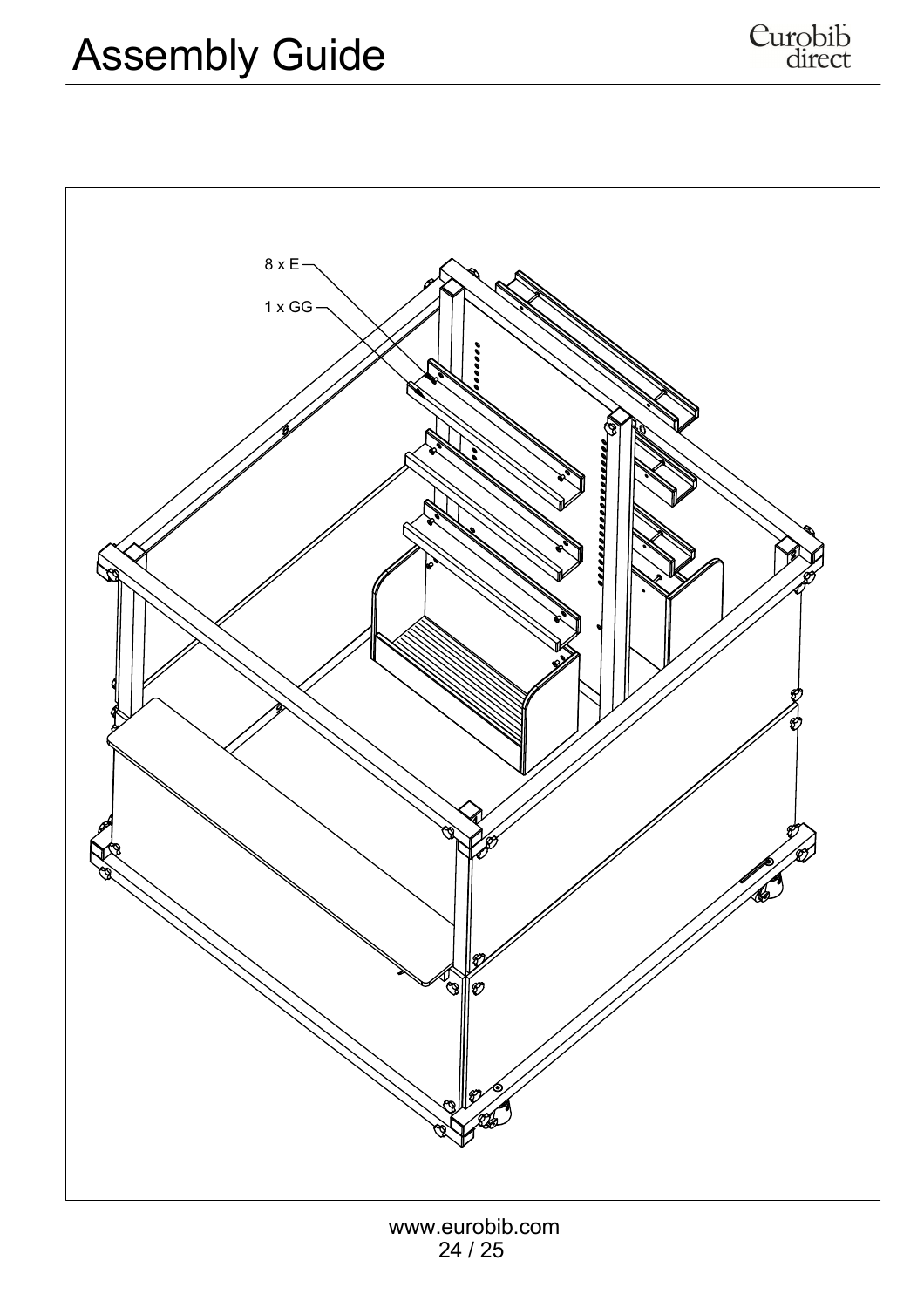# Assembly Guide

8 x E

1 x GG